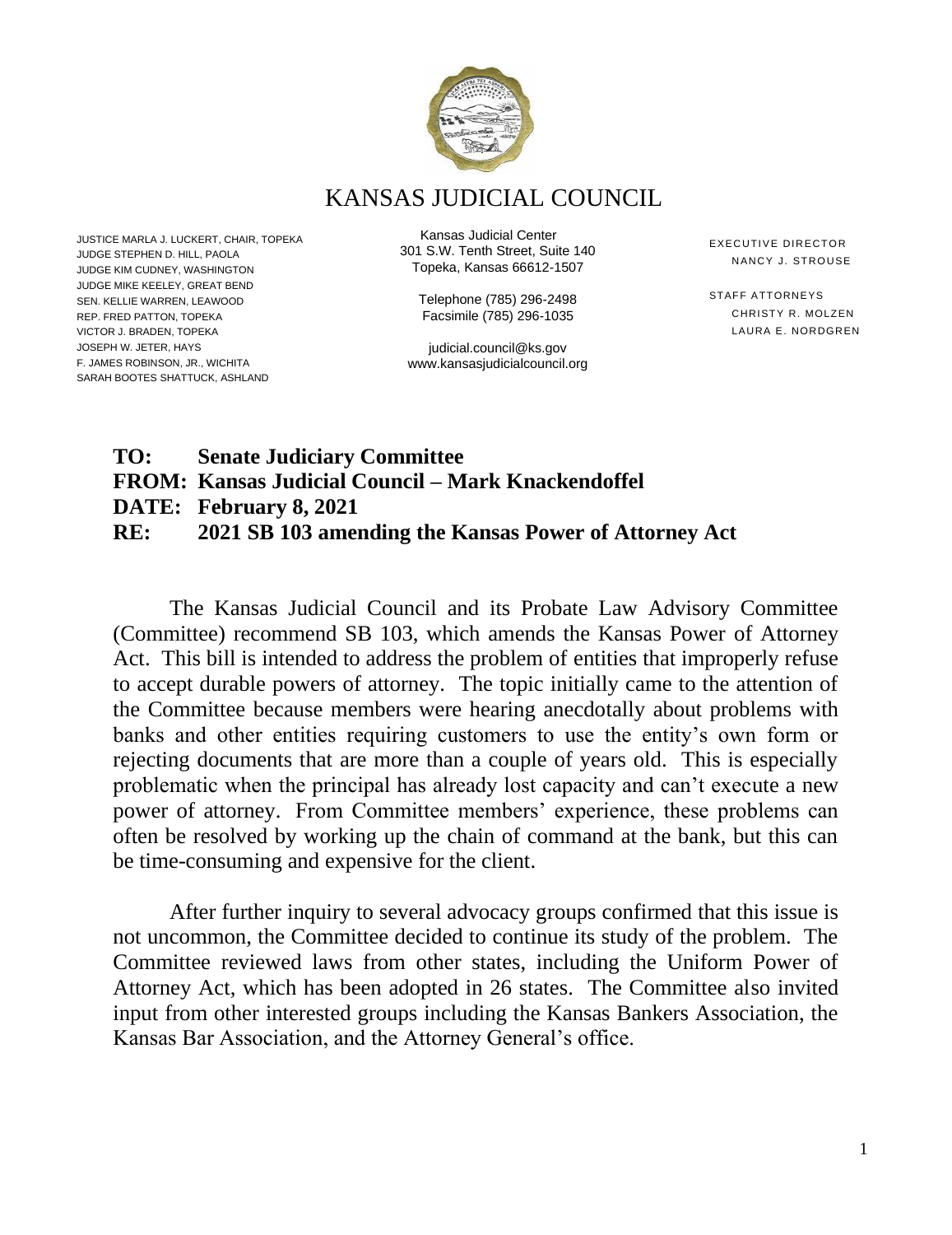# KANSAS JUDICIAL COUNCIL

JUSTICE MARLA J. LUCKERT, CHAIR, TOPEKA
JUDGE STEPHEN D. HILL, PAOLA
JUDGE KIM CUDNEY, WASHINGTON
JUDGE MIKE KEELEY, GREAT BEND
SEN. KELLIE WARREN, LEAWOOD
REP. FRED PATTON, TOPEKA
VICTOR J. BRADEN, TOPEKA
JOSEPH W. JETER, HAYS
F. JAMES ROBINSON, JR., WICHITA
SARAH BOOTES SHATTUCK, ASHLAND

Kansas Judicial Center
301 S.W. Tenth Street, Suite 140
Topeka, Kansas 66612-1507

Telephone (785) 296-2498
Facsimile (785) 296-1035

judicial.council@ks.gov
www.kansasjudicialcouncil.org

EXECUTIVE DIRECTOR
NANCY J. STROUSE

STAFF ATTORNEYS
CHRISTY R. MOLZEN
LAURA E. NORDGREN

**TO: Senate Judiciary Committee**
**FROM: Kansas Judicial Council – Mark Knackendoffel**
**DATE: February 8, 2021**
**RE: 2021 SB 103 amending the Kansas Power of Attorney Act**

The Kansas Judicial Council and its Probate Law Advisory Committee (Committee) recommend SB 103, which amends the Kansas Power of Attorney Act. This bill is intended to address the problem of entities that improperly refuse to accept durable powers of attorney. The topic initially came to the attention of the Committee because members were hearing anecdotally about problems with banks and other entities requiring customers to use the entity's own form or rejecting documents that are more than a couple of years old. This is especially problematic when the principal has already lost capacity and can't execute a new power of attorney. From Committee members' experience, these problems can often be resolved by working up the chain of command at the bank, but this can be time-consuming and expensive for the client.

After further inquiry to several advocacy groups confirmed that this issue is not uncommon, the Committee decided to continue its study of the problem. The Committee reviewed laws from other states, including the Uniform Power of Attorney Act, which has been adopted in 26 states. The Committee also invited input from other interested groups including the Kansas Bankers Association, the Kansas Bar Association, and the Attorney General's office.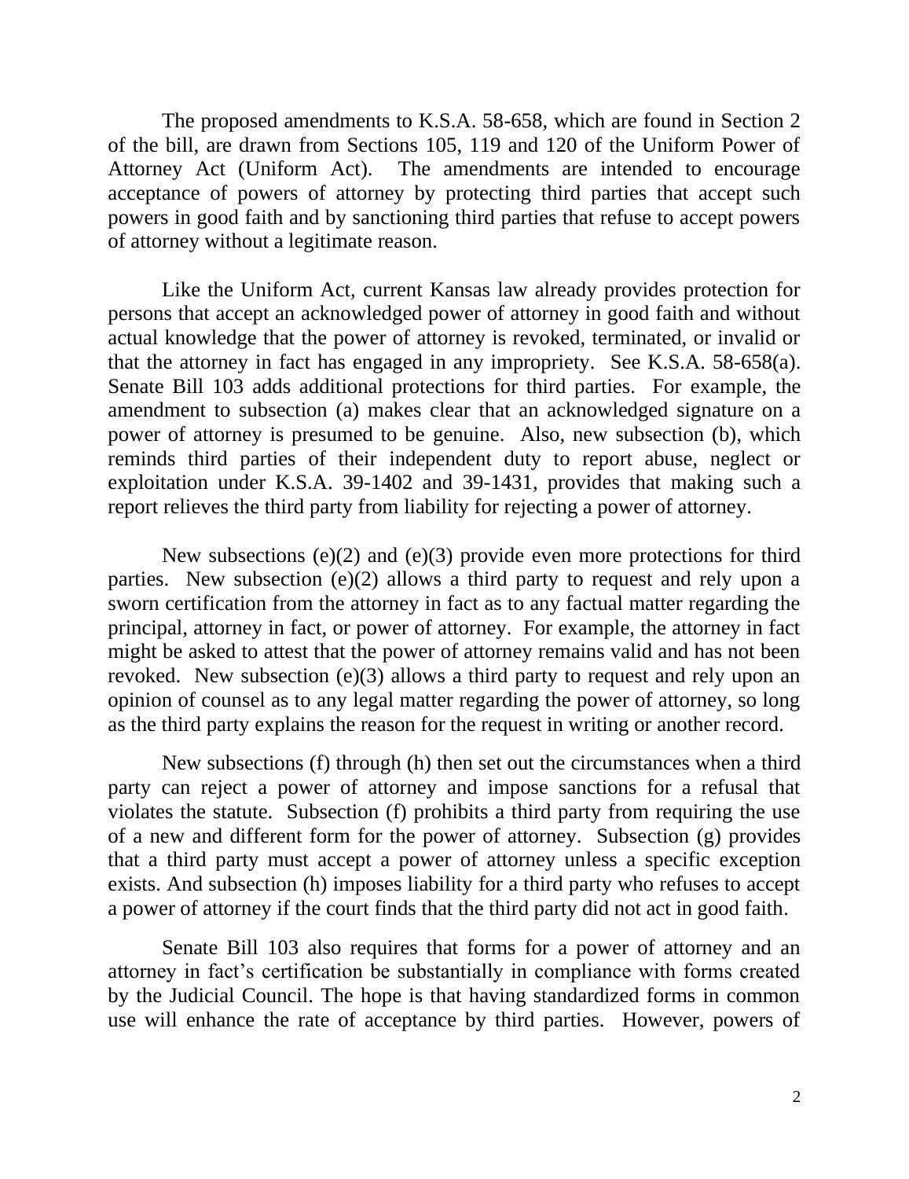The proposed amendments to K.S.A. 58-658, which are found in Section 2 of the bill, are drawn from Sections 105, 119 and 120 of the Uniform Power of Attorney Act (Uniform Act). The amendments are intended to encourage acceptance of powers of attorney by protecting third parties that accept such powers in good faith and by sanctioning third parties that refuse to accept powers of attorney without a legitimate reason.

Like the Uniform Act, current Kansas law already provides protection for persons that accept an acknowledged power of attorney in good faith and without actual knowledge that the power of attorney is revoked, terminated, or invalid or that the attorney in fact has engaged in any impropriety. See K.S.A. 58-658(a). Senate Bill 103 adds additional protections for third parties. For example, the amendment to subsection (a) makes clear that an acknowledged signature on a power of attorney is presumed to be genuine. Also, new subsection (b), which reminds third parties of their independent duty to report abuse, neglect or exploitation under K.S.A. 39-1402 and 39-1431, provides that making such a report relieves the third party from liability for rejecting a power of attorney.

New subsections (e)(2) and (e)(3) provide even more protections for third parties. New subsection (e)(2) allows a third party to request and rely upon a sworn certification from the attorney in fact as to any factual matter regarding the principal, attorney in fact, or power of attorney. For example, the attorney in fact might be asked to attest that the power of attorney remains valid and has not been revoked. New subsection (e)(3) allows a third party to request and rely upon an opinion of counsel as to any legal matter regarding the power of attorney, so long as the third party explains the reason for the request in writing or another record.

New subsections (f) through (h) then set out the circumstances when a third party can reject a power of attorney and impose sanctions for a refusal that violates the statute. Subsection (f) prohibits a third party from requiring the use of a new and different form for the power of attorney. Subsection (g) provides that a third party must accept a power of attorney unless a specific exception exists. And subsection (h) imposes liability for a third party who refuses to accept a power of attorney if the court finds that the third party did not act in good faith.

Senate Bill 103 also requires that forms for a power of attorney and an attorney in fact's certification be substantially in compliance with forms created by the Judicial Council. The hope is that having standardized forms in common use will enhance the rate of acceptance by third parties. However, powers of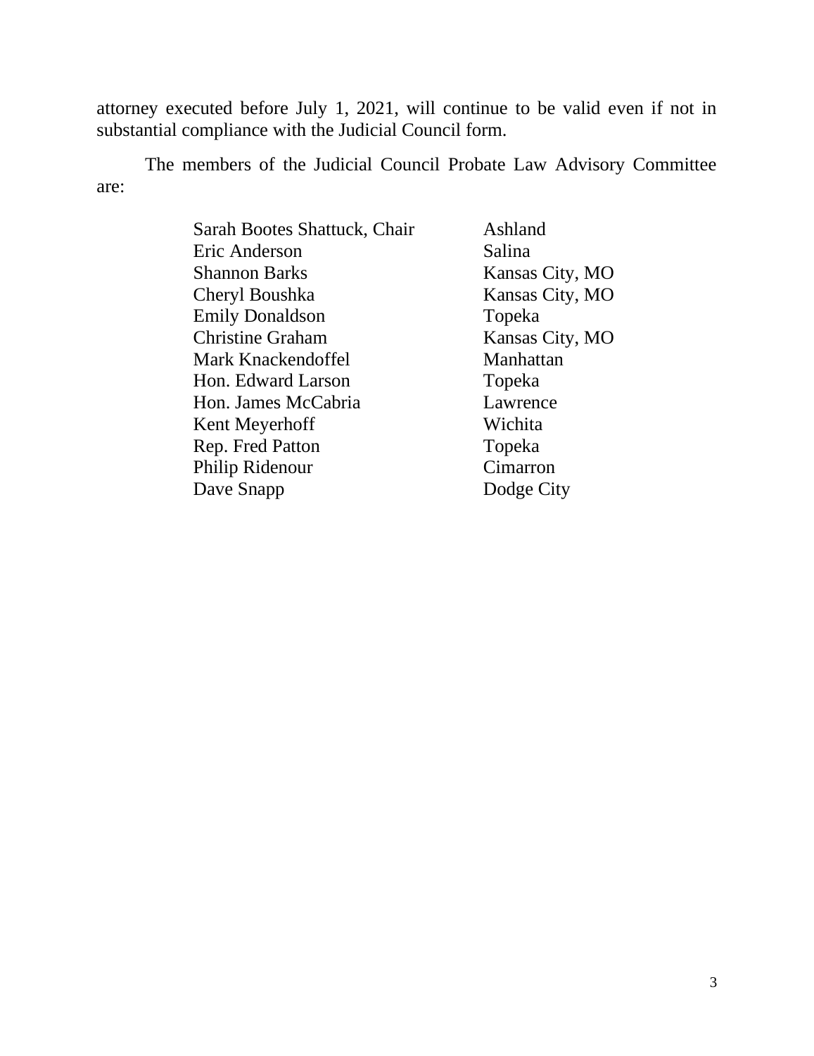attorney executed before July 1, 2021, will continue to be valid even if not in substantial compliance with the Judicial Council form.

The members of the Judicial Council Probate Law Advisory Committee are:

| | |
|---|---|
| Sarah Bootes Shattuck, Chair | Ashland |
| Eric Anderson | Salina |
| Shannon Barks | Kansas City, MO |
| Cheryl Boushka | Kansas City, MO |
| Emily Donaldson | Topeka |
| Christine Graham | Kansas City, MO |
| Mark Knackendoffel | Manhattan |
| Hon. Edward Larson | Topeka |
| Hon. James McCabria | Lawrence |
| Kent Meyerhoff | Wichita |
| Rep. Fred Patton | Topeka |
| Philip Ridenour | Cimarron |
| Dave Snapp | Dodge City |